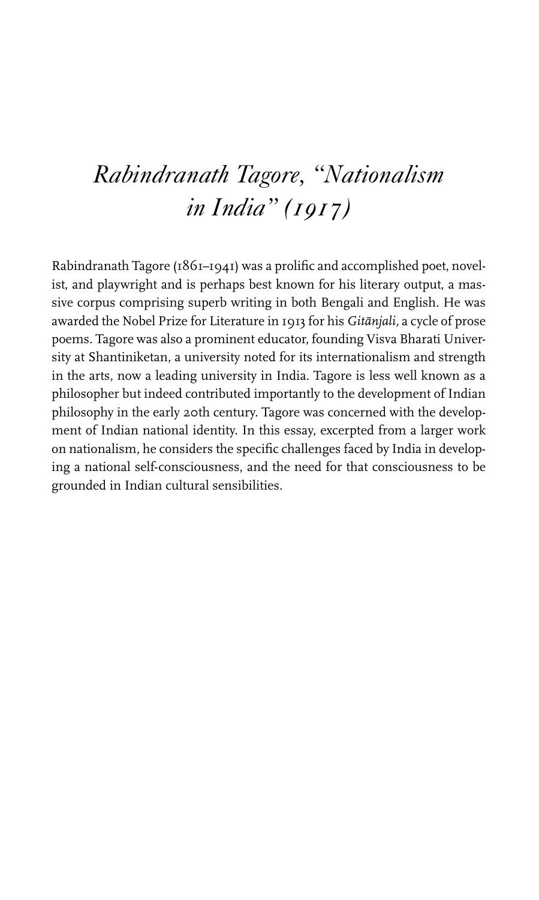# *Rabindranath Tagore, "Nationalism in India" (1917)*

Rabindranath Tagore (1861–1941) was a prolific and accomplished poet, novelist, and playwright and is perhaps best known for his literary output, a massive corpus comprising superb writing in both Bengali and English. He was awarded the Nobel Prize for Literature in 1913 for his *Gitānjali,* a cycle of prose poems. Tagore was also a prominent educator, founding Visva Bharati University at Shantiniketan, a university noted for its internationalism and strength in the arts, now a leading university in India. Tagore is less well known as a philosopher but indeed contributed importantly to the development of Indian philosophy in the early 20th century. Tagore was concerned with the development of Indian national identity. In this essay, excerpted from a larger work on nationalism, he considers the specific challenges faced by India in developing a national self-consciousness, and the need for that consciousness to be grounded in Indian cultural sensibilities.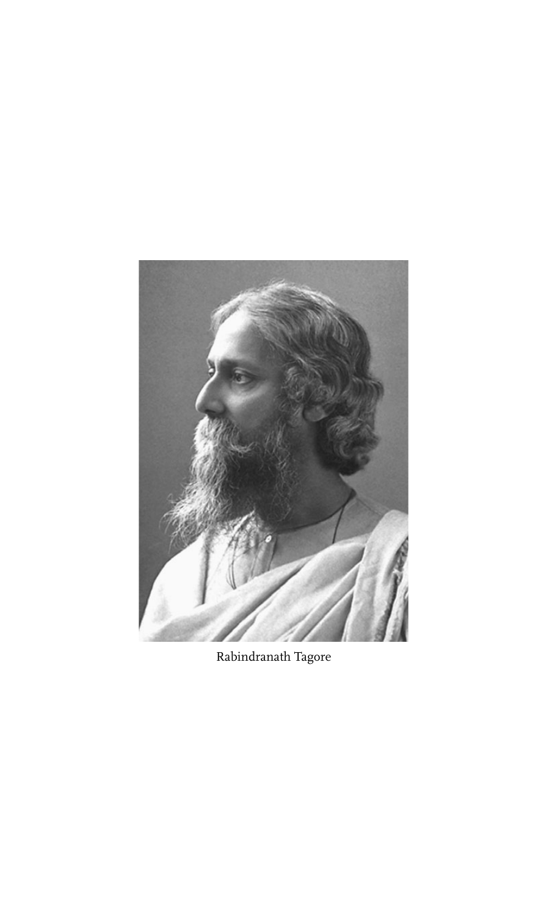Rabindranath Tagore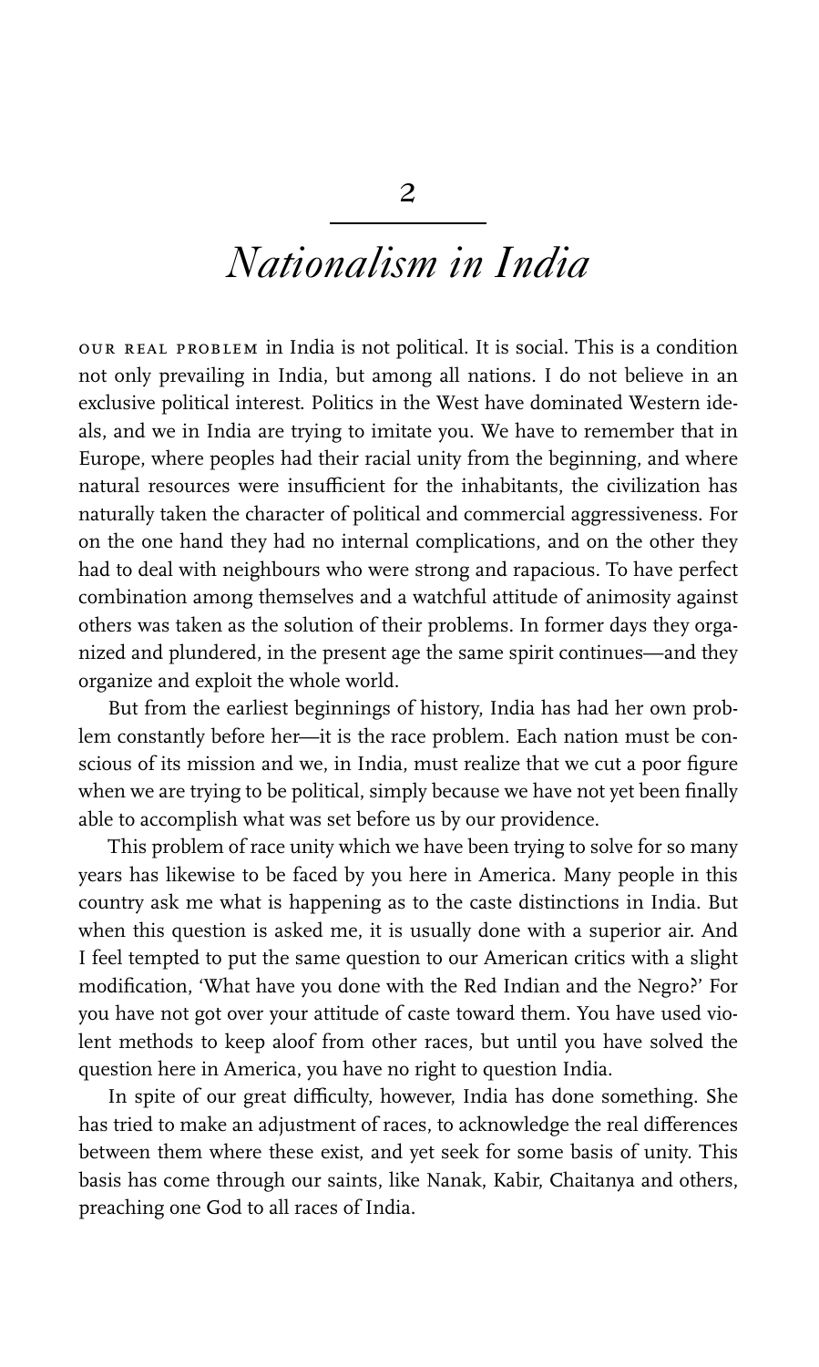# 2

# *Nationalism in India*

OUR REAL PROBLEM in India is not political. It is social. This is a condition not only prevailing in India, but among all nations. I do not believe in an exclusive political interest. Politics in the West have dominated Western ideals, and we in India are trying to imitate you. We have to remember that in Europe, where peoples had their racial unity from the beginning, and where natural resources were insufficient for the inhabitants, the civilization has naturally taken the character of political and commercial aggressiveness. For on the one hand they had no internal complications, and on the other they had to deal with neighbours who were strong and rapacious. To have perfect combination among themselves and a watchful attitude of animosity against others was taken as the solution of their problems. In former days they organized and plundered, in the present age the same spirit continues—and they organize and exploit the whole world.

But from the earliest beginnings of history, India has had her own problem constantly before her—it is the race problem. Each nation must be conscious of its mission and we, in India, must realize that we cut a poor figure when we are trying to be political, simply because we have not yet been finally able to accomplish what was set before us by our providence.

This problem of race unity which we have been trying to solve for so many years has likewise to be faced by you here in America. Many people in this country ask me what is happening as to the caste distinctions in India. But when this question is asked me, it is usually done with a superior air. And I feel tempted to put the same question to our American critics with a slight modification, 'What have you done with the Red Indian and the Negro?' For you have not got over your attitude of caste toward them. You have used violent methods to keep aloof from other races, but until you have solved the question here in America, you have no right to question India.

In spite of our great difficulty, however, India has done something. She has tried to make an adjustment of races, to acknowledge the real differences between them where these exist, and yet seek for some basis of unity. This basis has come through our saints, like Nanak, Kabir, Chaitanya and others, preaching one God to all races of India.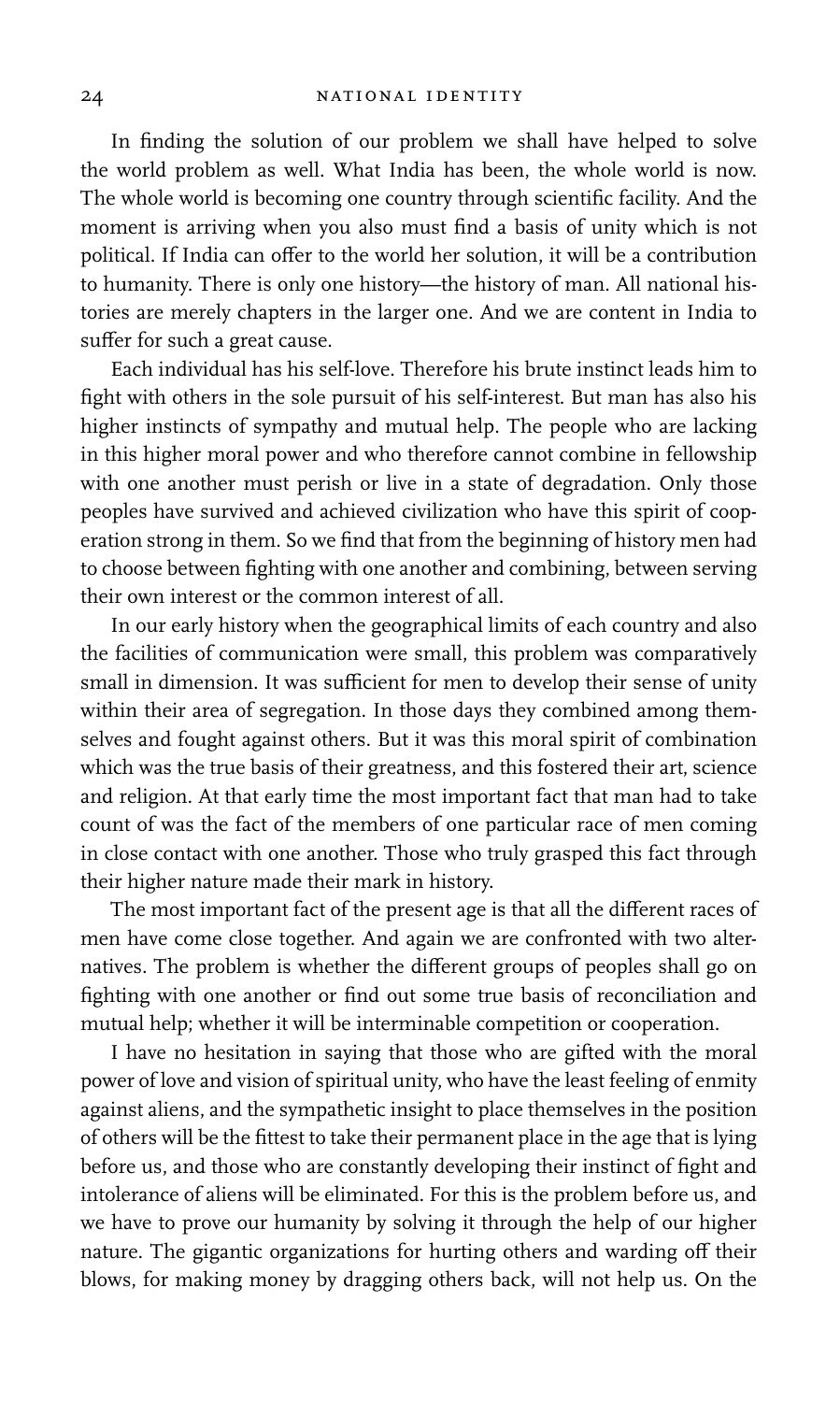In finding the solution of our problem we shall have helped to solve the world problem as well. What India has been, the whole world is now. The whole world is becoming one country through scientific facility. And the moment is arriving when you also must find a basis of unity which is not political. If India can offer to the world her solution, it will be a contribution to humanity. There is only one history—the history of man. All national histories are merely chapters in the larger one. And we are content in India to suffer for such a great cause.

Each individual has his self-love. Therefore his brute instinct leads him to fight with others in the sole pursuit of his self-interest. But man has also his higher instincts of sympathy and mutual help. The people who are lacking in this higher moral power and who therefore cannot combine in fellowship with one another must perish or live in a state of degradation. Only those peoples have survived and achieved civilization who have this spirit of cooperation strong in them. So we find that from the beginning of history men had to choose between fighting with one another and combining, between serving their own interest or the common interest of all.

In our early history when the geographical limits of each country and also the facilities of communication were small, this problem was comparatively small in dimension. It was sufficient for men to develop their sense of unity within their area of segregation. In those days they combined among themselves and fought against others. But it was this moral spirit of combination which was the true basis of their greatness, and this fostered their art, science and religion. At that early time the most important fact that man had to take count of was the fact of the members of one particular race of men coming in close contact with one another. Those who truly grasped this fact through their higher nature made their mark in history.

The most important fact of the present age is that all the different races of men have come close together. And again we are confronted with two alternatives. The problem is whether the different groups of peoples shall go on fighting with one another or find out some true basis of reconciliation and mutual help; whether it will be interminable competition or cooperation.

I have no hesitation in saying that those who are gifted with the moral power of love and vision of spiritual unity, who have the least feeling of enmity against aliens, and the sympathetic insight to place themselves in the position of others will be the fittest to take their permanent place in the age that is lying before us, and those who are constantly developing their instinct of fight and intolerance of aliens will be eliminated. For this is the problem before us, and we have to prove our humanity by solving it through the help of our higher nature. The gigantic organizations for hurting others and warding off their blows, for making money by dragging others back, will not help us. On the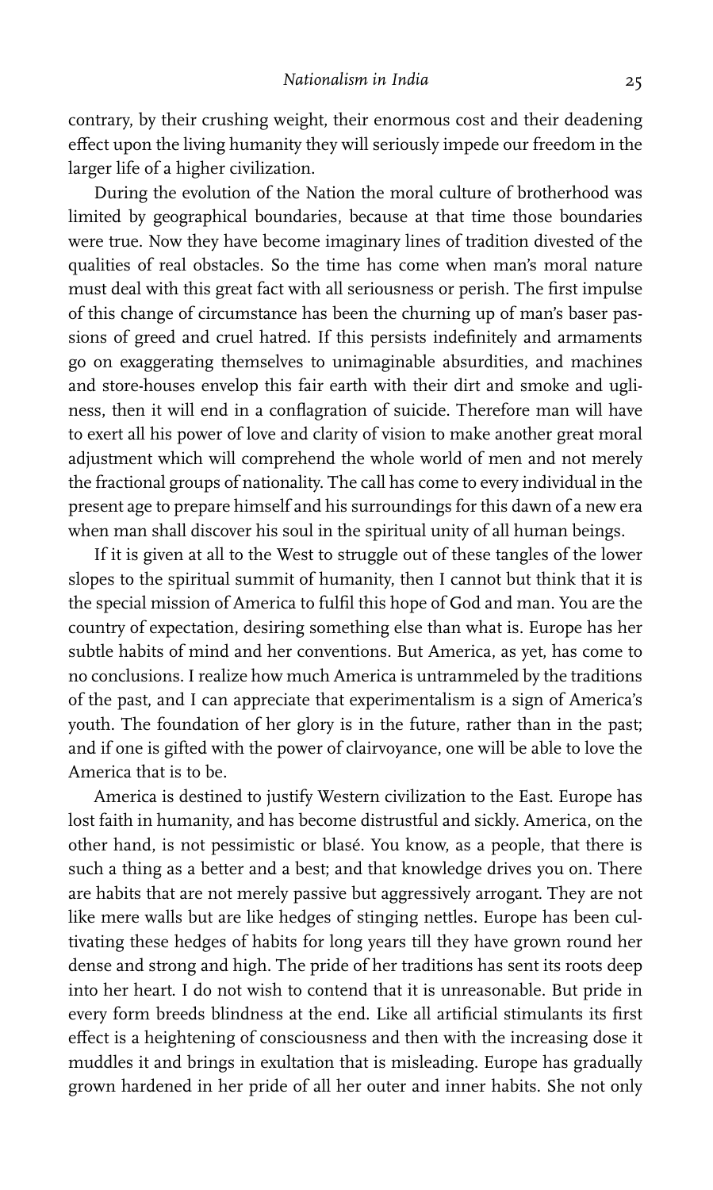contrary, by their crushing weight, their enormous cost and their deadening effect upon the living humanity they will seriously impede our freedom in the larger life of a higher civilization.

During the evolution of the Nation the moral culture of brotherhood was limited by geographical boundaries, because at that time those boundaries were true. Now they have become imaginary lines of tradition divested of the qualities of real obstacles. So the time has come when man's moral nature must deal with this great fact with all seriousness or perish. The first impulse of this change of circumstance has been the churning up of man's baser passions of greed and cruel hatred. If this persists indefinitely and armaments go on exaggerating themselves to unimaginable absurdities, and machines and store-houses envelop this fair earth with their dirt and smoke and ugliness, then it will end in a conflagration of suicide. Therefore man will have to exert all his power of love and clarity of vision to make another great moral adjustment which will comprehend the whole world of men and not merely the fractional groups of nationality. The call has come to every individual in the present age to prepare himself and his surroundings for this dawn of a new era when man shall discover his soul in the spiritual unity of all human beings.

If it is given at all to the West to struggle out of these tangles of the lower slopes to the spiritual summit of humanity, then I cannot but think that it is the special mission of America to fulfil this hope of God and man. You are the country of expectation, desiring something else than what is. Europe has her subtle habits of mind and her conventions. But America, as yet, has come to no conclusions. I realize how much America is untrammeled by the traditions of the past, and I can appreciate that experimentalism is a sign of America's youth. The foundation of her glory is in the future, rather than in the past; and if one is gifted with the power of clairvoyance, one will be able to love the America that is to be.

America is destined to justify Western civilization to the East. Europe has lost faith in humanity, and has become distrustful and sickly. America, on the other hand, is not pessimistic or blasé. You know, as a people, that there is such a thing as a better and a best; and that knowledge drives you on. There are habits that are not merely passive but aggressively arrogant. They are not like mere walls but are like hedges of stinging nettles. Europe has been cultivating these hedges of habits for long years till they have grown round her dense and strong and high. The pride of her traditions has sent its roots deep into her heart. I do not wish to contend that it is unreasonable. But pride in every form breeds blindness at the end. Like all artificial stimulants its first effect is a heightening of consciousness and then with the increasing dose it muddles it and brings in exultation that is misleading. Europe has gradually grown hardened in her pride of all her outer and inner habits. She not only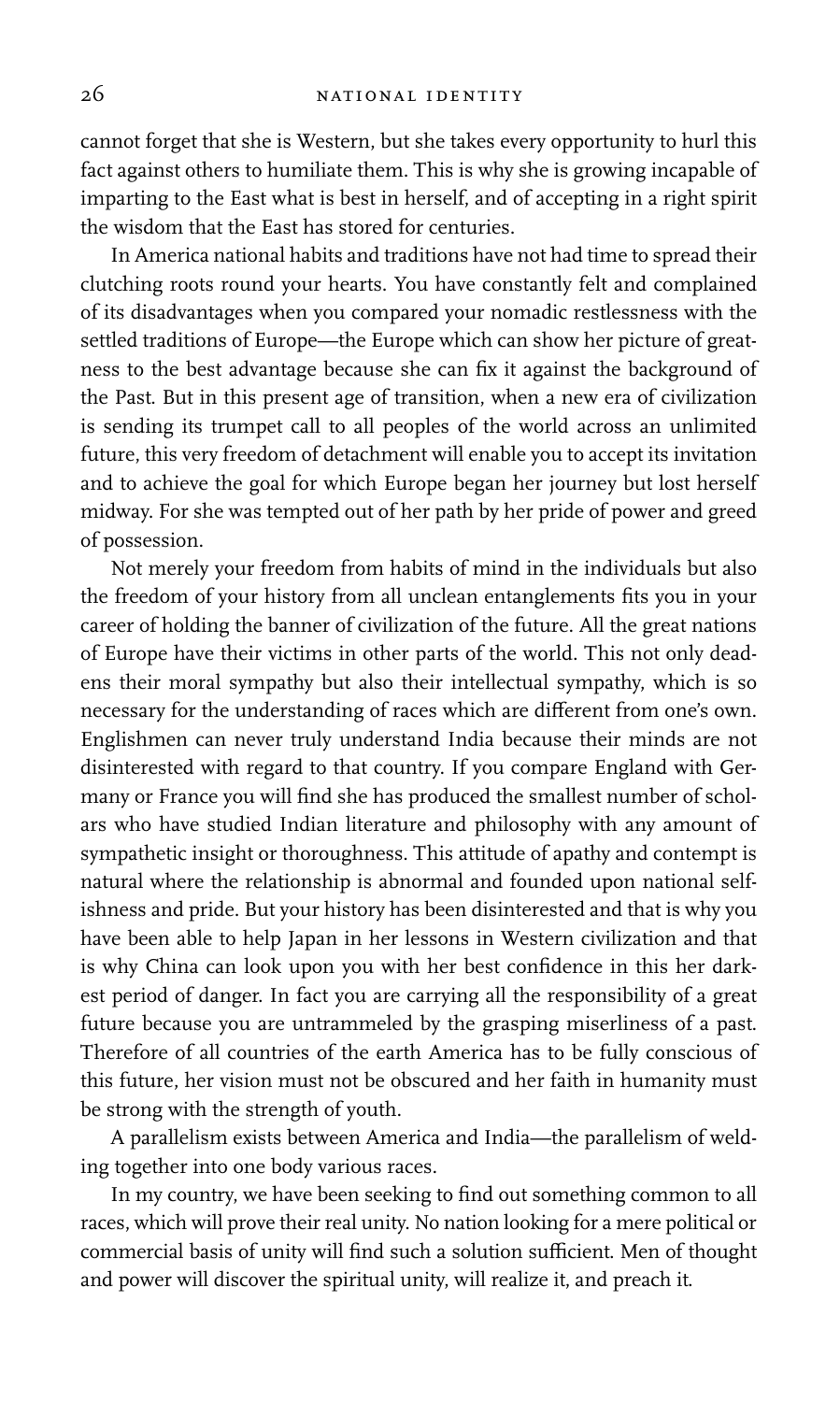cannot forget that she is Western, but she takes every opportunity to hurl this fact against others to humiliate them. This is why she is growing incapable of imparting to the East what is best in herself, and of accepting in a right spirit the wisdom that the East has stored for centuries.

In America national habits and traditions have not had time to spread their clutching roots round your hearts. You have constantly felt and complained of its disadvantages when you compared your nomadic restlessness with the settled traditions of Europe—the Europe which can show her picture of greatness to the best advantage because she can fix it against the background of the Past. But in this present age of transition, when a new era of civilization is sending its trumpet call to all peoples of the world across an unlimited future, this very freedom of detachment will enable you to accept its invitation and to achieve the goal for which Europe began her journey but lost herself midway. For she was tempted out of her path by her pride of power and greed of possession.

Not merely your freedom from habits of mind in the individuals but also the freedom of your history from all unclean entanglements fits you in your career of holding the banner of civilization of the future. All the great nations of Europe have their victims in other parts of the world. This not only deadens their moral sympathy but also their intellectual sympathy, which is so necessary for the understanding of races which are different from one's own. Englishmen can never truly understand India because their minds are not disinterested with regard to that country. If you compare England with Germany or France you will find she has produced the smallest number of scholars who have studied Indian literature and philosophy with any amount of sympathetic insight or thoroughness. This attitude of apathy and contempt is natural where the relationship is abnormal and founded upon national selfishness and pride. But your history has been disinterested and that is why you have been able to help Japan in her lessons in Western civilization and that is why China can look upon you with her best confidence in this her darkest period of danger. In fact you are carrying all the responsibility of a great future because you are untrammeled by the grasping miserliness of a past. Therefore of all countries of the earth America has to be fully conscious of this future, her vision must not be obscured and her faith in humanity must be strong with the strength of youth.

A parallelism exists between America and India—the parallelism of welding together into one body various races.

In my country, we have been seeking to find out something common to all races, which will prove their real unity. No nation looking for a mere political or commercial basis of unity will find such a solution sufficient. Men of thought and power will discover the spiritual unity, will realize it, and preach it.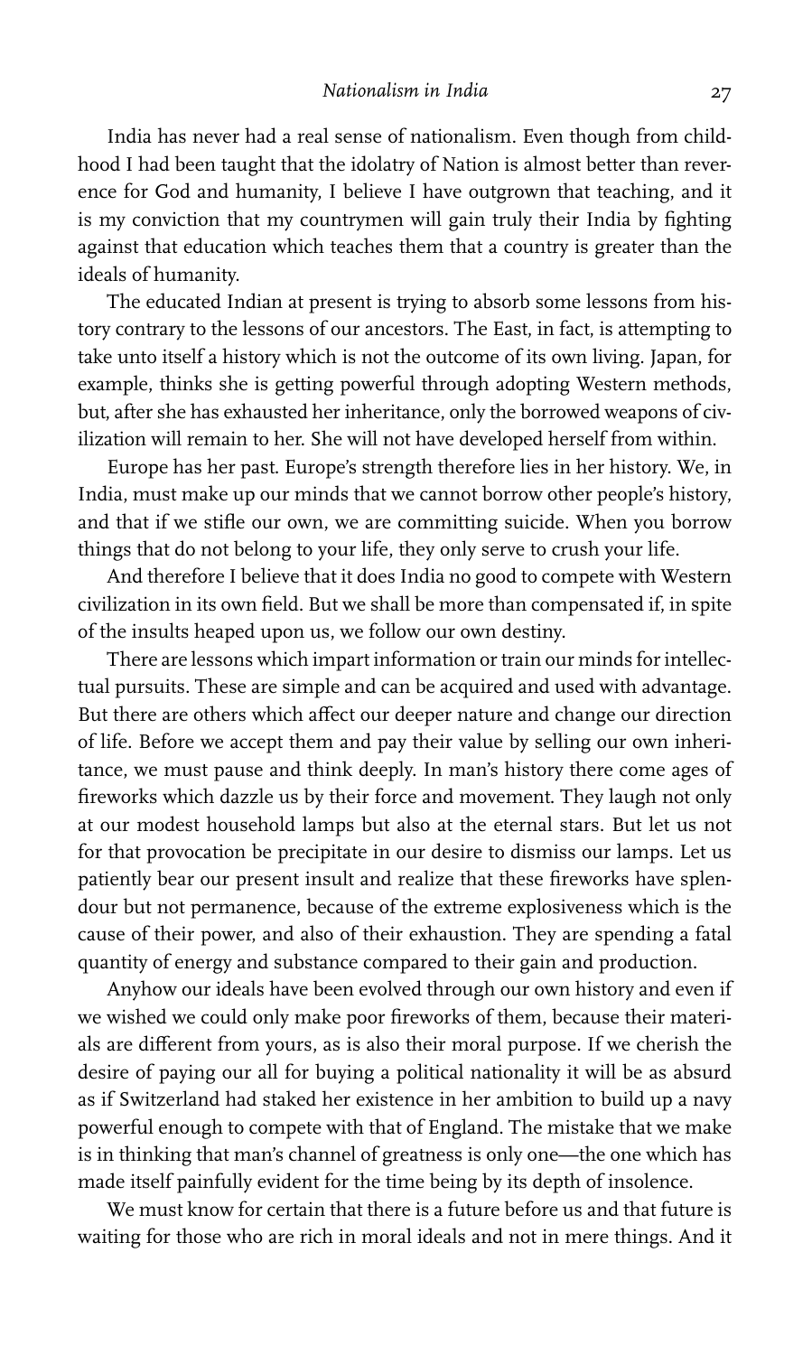India has never had a real sense of nationalism. Even though from childhood I had been taught that the idolatry of Nation is almost better than reverence for God and humanity, I believe I have outgrown that teaching, and it is my conviction that my countrymen will gain truly their India by fighting against that education which teaches them that a country is greater than the ideals of humanity.

The educated Indian at present is trying to absorb some lessons from history contrary to the lessons of our ancestors. The East, in fact, is attempting to take unto itself a history which is not the outcome of its own living. Japan, for example, thinks she is getting powerful through adopting Western methods, but, after she has exhausted her inheritance, only the borrowed weapons of civilization will remain to her. She will not have developed herself from within.

Europe has her past. Europe's strength therefore lies in her history. We, in India, must make up our minds that we cannot borrow other people's history, and that if we stifle our own, we are committing suicide. When you borrow things that do not belong to your life, they only serve to crush your life.

And therefore I believe that it does India no good to compete with Western civilization in its own field. But we shall be more than compensated if, in spite of the insults heaped upon us, we follow our own destiny.

There are lessons which impart information or train our minds for intellectual pursuits. These are simple and can be acquired and used with advantage. But there are others which affect our deeper nature and change our direction of life. Before we accept them and pay their value by selling our own inheritance, we must pause and think deeply. In man's history there come ages of fireworks which dazzle us by their force and movement. They laugh not only at our modest household lamps but also at the eternal stars. But let us not for that provocation be precipitate in our desire to dismiss our lamps. Let us patiently bear our present insult and realize that these fireworks have splendour but not permanence, because of the extreme explosiveness which is the cause of their power, and also of their exhaustion. They are spending a fatal quantity of energy and substance compared to their gain and production.

Anyhow our ideals have been evolved through our own history and even if we wished we could only make poor fireworks of them, because their materials are different from yours, as is also their moral purpose. If we cherish the desire of paying our all for buying a political nationality it will be as absurd as if Switzerland had staked her existence in her ambition to build up a navy powerful enough to compete with that of England. The mistake that we make is in thinking that man's channel of greatness is only one—the one which has made itself painfully evident for the time being by its depth of insolence.

We must know for certain that there is a future before us and that future is waiting for those who are rich in moral ideals and not in mere things. And it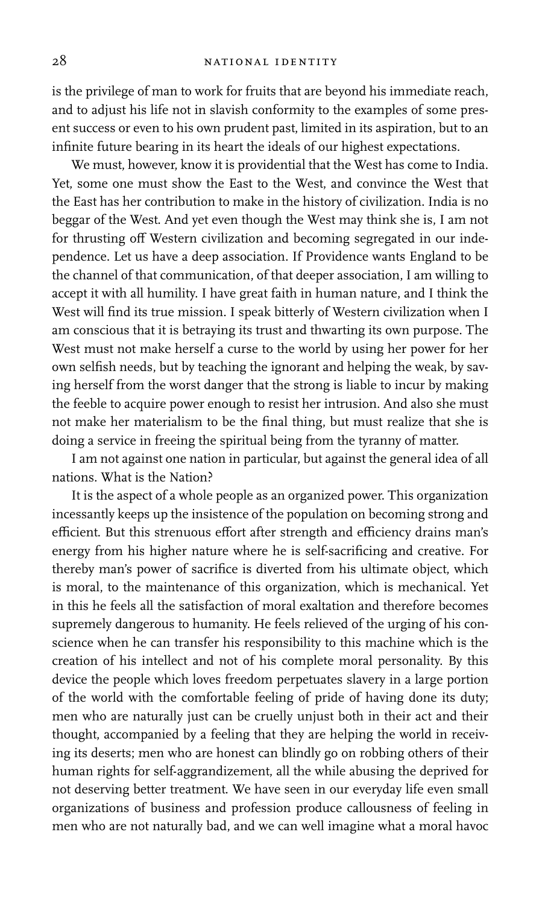is the privilege of man to work for fruits that are beyond his immediate reach, and to adjust his life not in slavish conformity to the examples of some present success or even to his own prudent past, limited in its aspiration, but to an infinite future bearing in its heart the ideals of our highest expectations.

We must, however, know it is providential that the West has come to India. Yet, some one must show the East to the West, and convince the West that the East has her contribution to make in the history of civilization. India is no beggar of the West. And yet even though the West may think she is, I am not for thrusting off Western civilization and becoming segregated in our independence. Let us have a deep association. If Providence wants England to be the channel of that communication, of that deeper association, I am willing to accept it with all humility. I have great faith in human nature, and I think the West will find its true mission. I speak bitterly of Western civilization when I am conscious that it is betraying its trust and thwarting its own purpose. The West must not make herself a curse to the world by using her power for her own selfish needs, but by teaching the ignorant and helping the weak, by saving herself from the worst danger that the strong is liable to incur by making the feeble to acquire power enough to resist her intrusion. And also she must not make her materialism to be the final thing, but must realize that she is doing a service in freeing the spiritual being from the tyranny of matter.

I am not against one nation in particular, but against the general idea of all nations. What is the Nation?

It is the aspect of a whole people as an organized power. This organization incessantly keeps up the insistence of the population on becoming strong and efficient. But this strenuous effort after strength and efficiency drains man's energy from his higher nature where he is self-sacrificing and creative. For thereby man's power of sacrifice is diverted from his ultimate object, which is moral, to the maintenance of this organization, which is mechanical. Yet in this he feels all the satisfaction of moral exaltation and therefore becomes supremely dangerous to humanity. He feels relieved of the urging of his conscience when he can transfer his responsibility to this machine which is the creation of his intellect and not of his complete moral personality. By this device the people which loves freedom perpetuates slavery in a large portion of the world with the comfortable feeling of pride of having done its duty; men who are naturally just can be cruelly unjust both in their act and their thought, accompanied by a feeling that they are helping the world in receiving its deserts; men who are honest can blindly go on robbing others of their human rights for self-aggrandizement, all the while abusing the deprived for not deserving better treatment. We have seen in our everyday life even small organizations of business and profession produce callousness of feeling in men who are not naturally bad, and we can well imagine what a moral havoc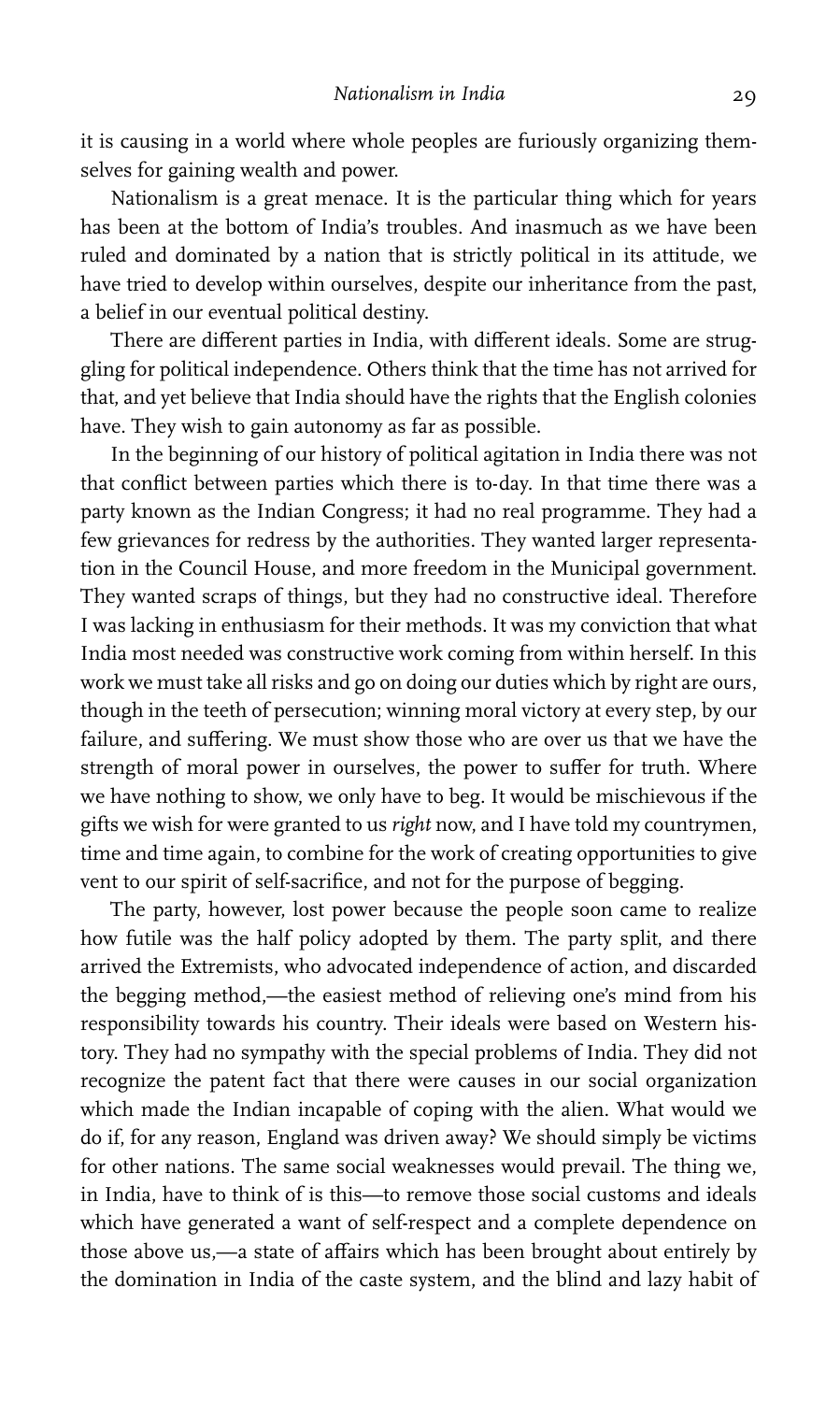it is causing in a world where whole peoples are furiously organizing themselves for gaining wealth and power.

Nationalism is a great menace. It is the particular thing which for years has been at the bottom of India's troubles. And inasmuch as we have been ruled and dominated by a nation that is strictly political in its attitude, we have tried to develop within ourselves, despite our inheritance from the past, a belief in our eventual political destiny.

There are different parties in India, with different ideals. Some are struggling for political independence. Others think that the time has not arrived for that, and yet believe that India should have the rights that the English colonies have. They wish to gain autonomy as far as possible.

In the beginning of our history of political agitation in India there was not that conflict between parties which there is to-day. In that time there was a party known as the Indian Congress; it had no real programme. They had a few grievances for redress by the authorities. They wanted larger representation in the Council House, and more freedom in the Municipal government. They wanted scraps of things, but they had no constructive ideal. Therefore I was lacking in enthusiasm for their methods. It was my conviction that what India most needed was constructive work coming from within herself. In this work we must take all risks and go on doing our duties which by right are ours, though in the teeth of persecution; winning moral victory at every step, by our failure, and suffering. We must show those who are over us that we have the strength of moral power in ourselves, the power to suffer for truth. Where we have nothing to show, we only have to beg. It would be mischievous if the gifts we wish for were granted to us *right* now, and I have told my countrymen, time and time again, to combine for the work of creating opportunities to give vent to our spirit of self-sacrifice, and not for the purpose of begging.

The party, however, lost power because the people soon came to realize how futile was the half policy adopted by them. The party split, and there arrived the Extremists, who advocated independence of action, and discarded the begging method,—the easiest method of relieving one's mind from his responsibility towards his country. Their ideals were based on Western history. They had no sympathy with the special problems of India. They did not recognize the patent fact that there were causes in our social organization which made the Indian incapable of coping with the alien. What would we do if, for any reason, England was driven away? We should simply be victims for other nations. The same social weaknesses would prevail. The thing we, in India, have to think of is this—to remove those social customs and ideals which have generated a want of self-respect and a complete dependence on those above us,—a state of affairs which has been brought about entirely by the domination in India of the caste system, and the blind and lazy habit of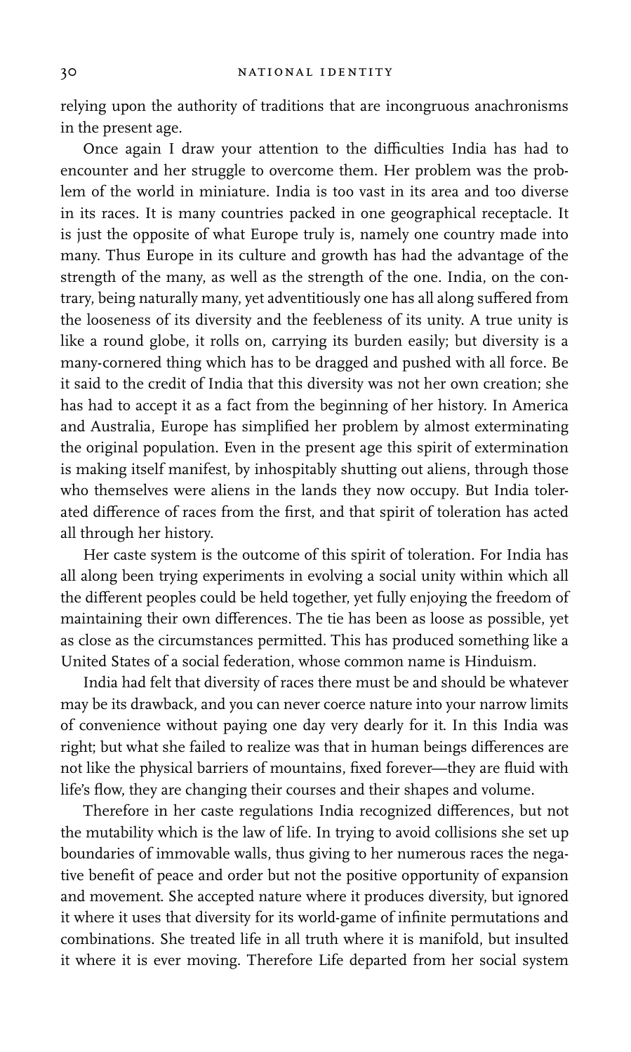relying upon the authority of traditions that are incongruous anachronisms in the present age.

Once again I draw your attention to the difficulties India has had to encounter and her struggle to overcome them. Her problem was the problem of the world in miniature. India is too vast in its area and too diverse in its races. It is many countries packed in one geographical receptacle. It is just the opposite of what Europe truly is, namely one country made into many. Thus Europe in its culture and growth has had the advantage of the strength of the many, as well as the strength of the one. India, on the contrary, being naturally many, yet adventitiously one has all along suffered from the looseness of its diversity and the feebleness of its unity. A true unity is like a round globe, it rolls on, carrying its burden easily; but diversity is a many-cornered thing which has to be dragged and pushed with all force. Be it said to the credit of India that this diversity was not her own creation; she has had to accept it as a fact from the beginning of her history. In America and Australia, Europe has simplified her problem by almost exterminating the original population. Even in the present age this spirit of extermination is making itself manifest, by inhospitably shutting out aliens, through those who themselves were aliens in the lands they now occupy. But India tolerated difference of races from the first, and that spirit of toleration has acted all through her history.

Her caste system is the outcome of this spirit of toleration. For India has all along been trying experiments in evolving a social unity within which all the different peoples could be held together, yet fully enjoying the freedom of maintaining their own differences. The tie has been as loose as possible, yet as close as the circumstances permitted. This has produced something like a United States of a social federation, whose common name is Hinduism.

India had felt that diversity of races there must be and should be whatever may be its drawback, and you can never coerce nature into your narrow limits of convenience without paying one day very dearly for it. In this India was right; but what she failed to realize was that in human beings differences are not like the physical barriers of mountains, fixed forever—they are fluid with life's flow, they are changing their courses and their shapes and volume.

Therefore in her caste regulations India recognized differences, but not the mutability which is the law of life. In trying to avoid collisions she set up boundaries of immovable walls, thus giving to her numerous races the negative benefit of peace and order but not the positive opportunity of expansion and movement. She accepted nature where it produces diversity, but ignored it where it uses that diversity for its world-game of infinite permutations and combinations. She treated life in all truth where it is manifold, but insulted it where it is ever moving. Therefore Life departed from her social system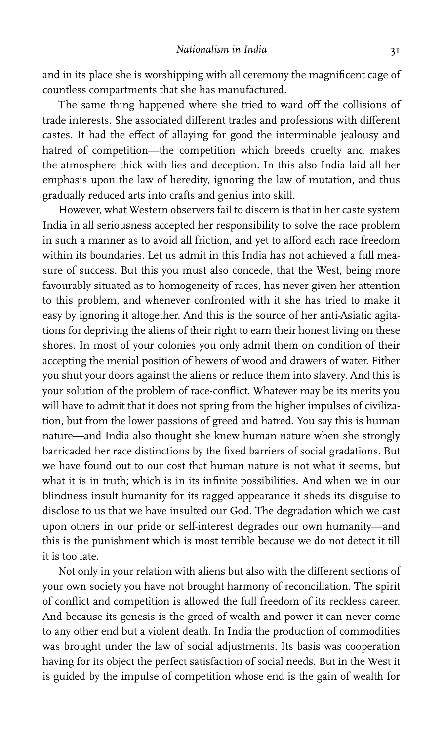and in its place she is worshipping with all ceremony the magnificent cage of countless compartments that she has manufactured.

The same thing happened where she tried to ward off the collisions of trade interests. She associated different trades and professions with different castes. It had the effect of allaying for good the interminable jealousy and hatred of competition—the competition which breeds cruelty and makes the atmosphere thick with lies and deception. In this also India laid all her emphasis upon the law of heredity, ignoring the law of mutation, and thus gradually reduced arts into crafts and genius into skill.

However, what Western observers fail to discern is that in her caste system India in all seriousness accepted her responsibility to solve the race problem in such a manner as to avoid all friction, and yet to afford each race freedom within its boundaries. Let us admit in this India has not achieved a full measure of success. But this you must also concede, that the West, being more favourably situated as to homogeneity of races, has never given her attention to this problem, and whenever confronted with it she has tried to make it easy by ignoring it altogether. And this is the source of her anti-Asiatic agitations for depriving the aliens of their right to earn their honest living on these shores. In most of your colonies you only admit them on condition of their accepting the menial position of hewers of wood and drawers of water. Either you shut your doors against the aliens or reduce them into slavery. And this is your solution of the problem of race-conflict. Whatever may be its merits you will have to admit that it does not spring from the higher impulses of civilization, but from the lower passions of greed and hatred. You say this is human nature—and India also thought she knew human nature when she strongly barricaded her race distinctions by the fixed barriers of social gradations. But we have found out to our cost that human nature is not what it seems, but what it is in truth; which is in its infinite possibilities. And when we in our blindness insult humanity for its ragged appearance it sheds its disguise to disclose to us that we have insulted our God. The degradation which we cast upon others in our pride or self-interest degrades our own humanity—and this is the punishment which is most terrible because we do not detect it till it is too late.

Not only in your relation with aliens but also with the different sections of your own society you have not brought harmony of reconciliation. The spirit of conflict and competition is allowed the full freedom of its reckless career. And because its genesis is the greed of wealth and power it can never come to any other end but a violent death. In India the production of commodities was brought under the law of social adjustments. Its basis was cooperation having for its object the perfect satisfaction of social needs. But in the West it is guided by the impulse of competition whose end is the gain of wealth for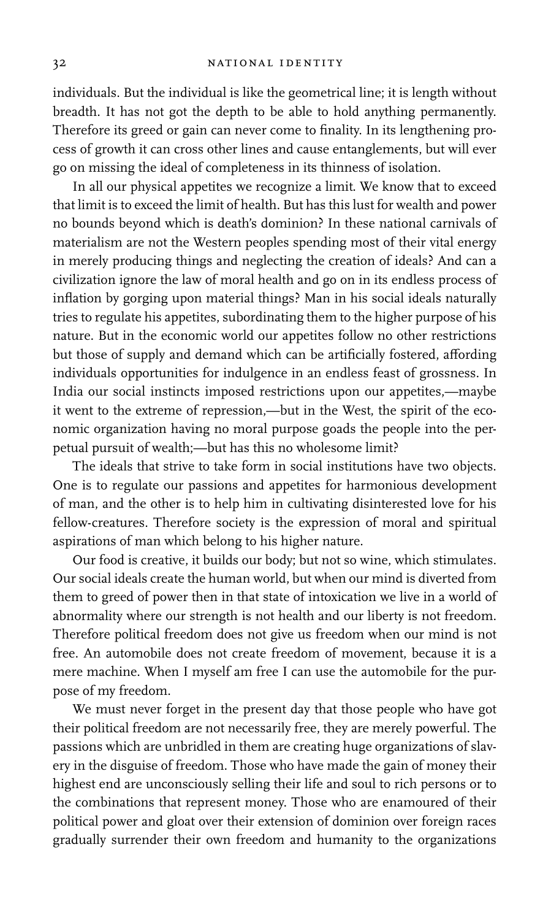individuals. But the individual is like the geometrical line; it is length without breadth. It has not got the depth to be able to hold anything permanently. Therefore its greed or gain can never come to finality. In its lengthening process of growth it can cross other lines and cause entanglements, but will ever go on missing the ideal of completeness in its thinness of isolation.

In all our physical appetites we recognize a limit. We know that to exceed that limit is to exceed the limit of health. But has this lust for wealth and power no bounds beyond which is death's dominion? In these national carnivals of materialism are not the Western peoples spending most of their vital energy in merely producing things and neglecting the creation of ideals? And can a civilization ignore the law of moral health and go on in its endless process of inflation by gorging upon material things? Man in his social ideals naturally tries to regulate his appetites, subordinating them to the higher purpose of his nature. But in the economic world our appetites follow no other restrictions but those of supply and demand which can be artificially fostered, affording individuals opportunities for indulgence in an endless feast of grossness. In India our social instincts imposed restrictions upon our appetites,—maybe it went to the extreme of repression,—but in the West, the spirit of the economic organization having no moral purpose goads the people into the perpetual pursuit of wealth;—but has this no wholesome limit?

The ideals that strive to take form in social institutions have two objects. One is to regulate our passions and appetites for harmonious development of man, and the other is to help him in cultivating disinterested love for his fellow-creatures. Therefore society is the expression of moral and spiritual aspirations of man which belong to his higher nature.

Our food is creative, it builds our body; but not so wine, which stimulates. Our social ideals create the human world, but when our mind is diverted from them to greed of power then in that state of intoxication we live in a world of abnormality where our strength is not health and our liberty is not freedom. Therefore political freedom does not give us freedom when our mind is not free. An automobile does not create freedom of movement, because it is a mere machine. When I myself am free I can use the automobile for the purpose of my freedom.

We must never forget in the present day that those people who have got their political freedom are not necessarily free, they are merely powerful. The passions which are unbridled in them are creating huge organizations of slavery in the disguise of freedom. Those who have made the gain of money their highest end are unconsciously selling their life and soul to rich persons or to the combinations that represent money. Those who are enamoured of their political power and gloat over their extension of dominion over foreign races gradually surrender their own freedom and humanity to the organizations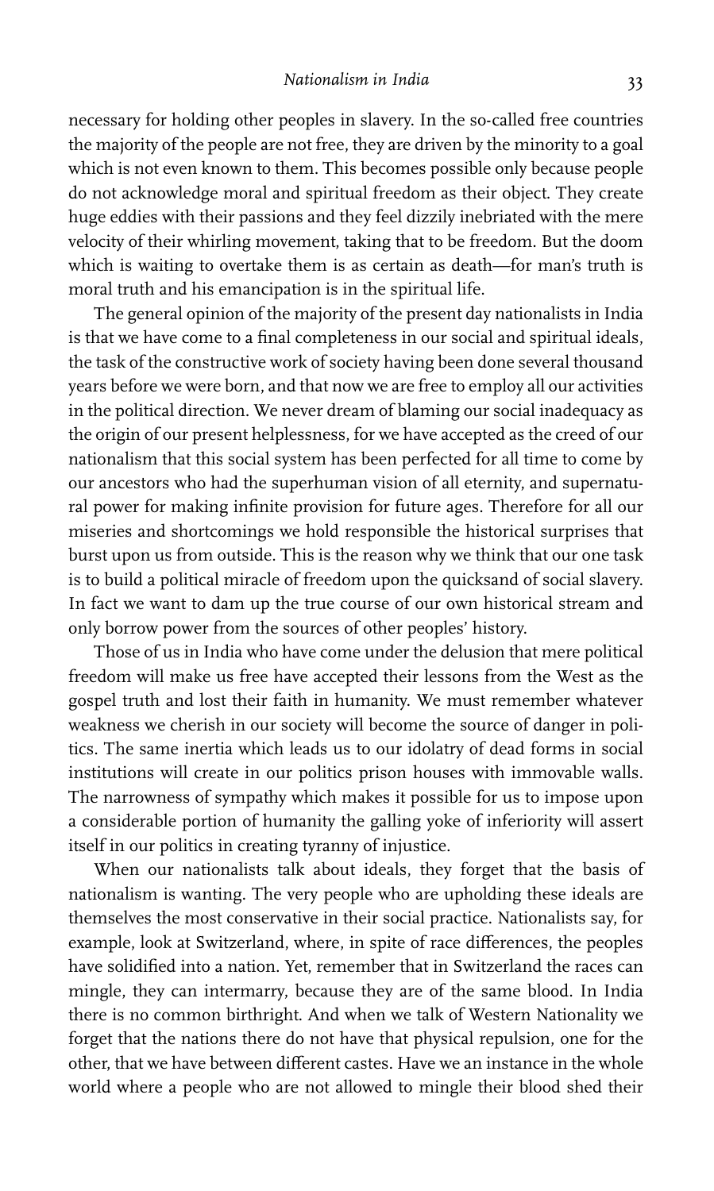necessary for holding other peoples in slavery. In the so-called free countries the majority of the people are not free, they are driven by the minority to a goal which is not even known to them. This becomes possible only because people do not acknowledge moral and spiritual freedom as their object. They create huge eddies with their passions and they feel dizzily inebriated with the mere velocity of their whirling movement, taking that to be freedom. But the doom which is waiting to overtake them is as certain as death—for man's truth is moral truth and his emancipation is in the spiritual life.

The general opinion of the majority of the present day nationalists in India is that we have come to a final completeness in our social and spiritual ideals, the task of the constructive work of society having been done several thousand years before we were born, and that now we are free to employ all our activities in the political direction. We never dream of blaming our social inadequacy as the origin of our present helplessness, for we have accepted as the creed of our nationalism that this social system has been perfected for all time to come by our ancestors who had the superhuman vision of all eternity, and supernatural power for making infinite provision for future ages. Therefore for all our miseries and shortcomings we hold responsible the historical surprises that burst upon us from outside. This is the reason why we think that our one task is to build a political miracle of freedom upon the quicksand of social slavery. In fact we want to dam up the true course of our own historical stream and only borrow power from the sources of other peoples' history.

Those of us in India who have come under the delusion that mere political freedom will make us free have accepted their lessons from the West as the gospel truth and lost their faith in humanity. We must remember whatever weakness we cherish in our society will become the source of danger in politics. The same inertia which leads us to our idolatry of dead forms in social institutions will create in our politics prison houses with immovable walls. The narrowness of sympathy which makes it possible for us to impose upon a considerable portion of humanity the galling yoke of inferiority will assert itself in our politics in creating tyranny of injustice.

When our nationalists talk about ideals, they forget that the basis of nationalism is wanting. The very people who are upholding these ideals are themselves the most conservative in their social practice. Nationalists say, for example, look at Switzerland, where, in spite of race differences, the peoples have solidified into a nation. Yet, remember that in Switzerland the races can mingle, they can intermarry, because they are of the same blood. In India there is no common birthright. And when we talk of Western Nationality we forget that the nations there do not have that physical repulsion, one for the other, that we have between different castes. Have we an instance in the whole world where a people who are not allowed to mingle their blood shed their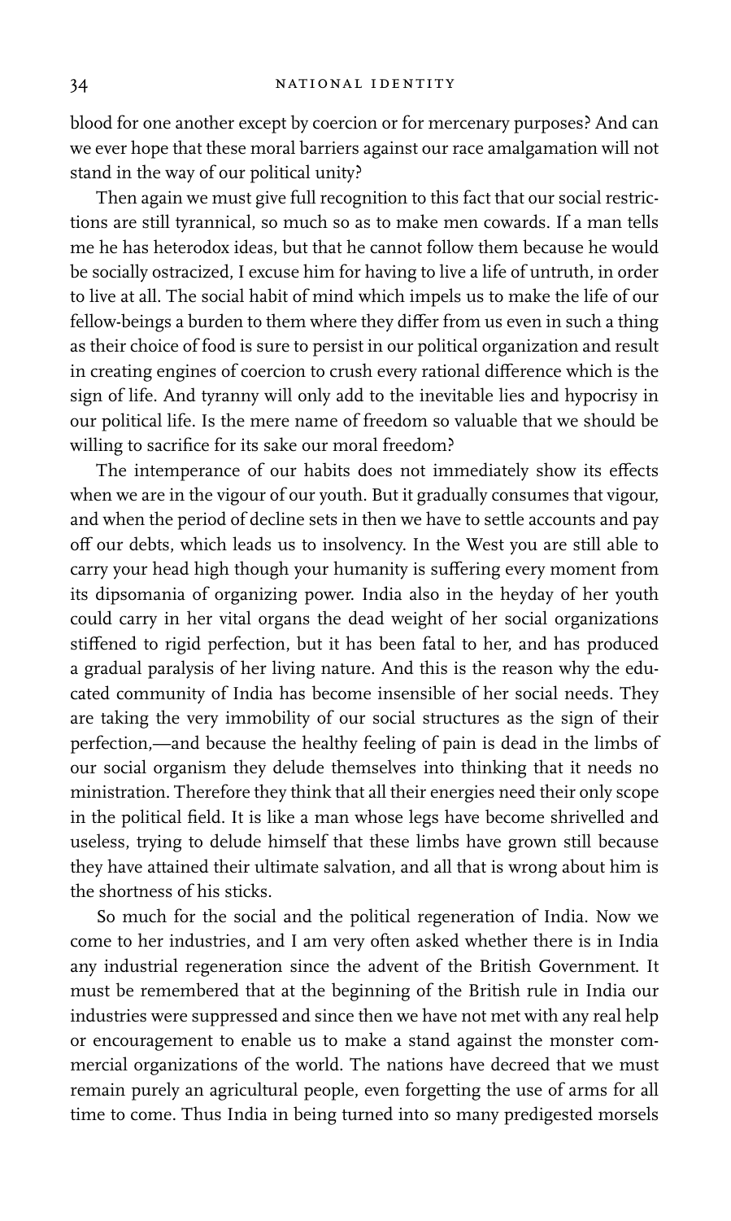blood for one another except by coercion or for mercenary purposes? And can we ever hope that these moral barriers against our race amalgamation will not stand in the way of our political unity?

Then again we must give full recognition to this fact that our social restrictions are still tyrannical, so much so as to make men cowards. If a man tells me he has heterodox ideas, but that he cannot follow them because he would be socially ostracized, I excuse him for having to live a life of untruth, in order to live at all. The social habit of mind which impels us to make the life of our fellow-beings a burden to them where they differ from us even in such a thing as their choice of food is sure to persist in our political organization and result in creating engines of coercion to crush every rational difference which is the sign of life. And tyranny will only add to the inevitable lies and hypocrisy in our political life. Is the mere name of freedom so valuable that we should be willing to sacrifice for its sake our moral freedom?

The intemperance of our habits does not immediately show its effects when we are in the vigour of our youth. But it gradually consumes that vigour, and when the period of decline sets in then we have to settle accounts and pay off our debts, which leads us to insolvency. In the West you are still able to carry your head high though your humanity is suffering every moment from its dipsomania of organizing power. India also in the heyday of her youth could carry in her vital organs the dead weight of her social organizations stiffened to rigid perfection, but it has been fatal to her, and has produced a gradual paralysis of her living nature. And this is the reason why the educated community of India has become insensible of her social needs. They are taking the very immobility of our social structures as the sign of their perfection,—and because the healthy feeling of pain is dead in the limbs of our social organism they delude themselves into thinking that it needs no ministration. Therefore they think that all their energies need their only scope in the political field. It is like a man whose legs have become shrivelled and useless, trying to delude himself that these limbs have grown still because they have attained their ultimate salvation, and all that is wrong about him is the shortness of his sticks.

So much for the social and the political regeneration of India. Now we come to her industries, and I am very often asked whether there is in India any industrial regeneration since the advent of the British Government. It must be remembered that at the beginning of the British rule in India our industries were suppressed and since then we have not met with any real help or encouragement to enable us to make a stand against the monster commercial organizations of the world. The nations have decreed that we must remain purely an agricultural people, even forgetting the use of arms for all time to come. Thus India in being turned into so many predigested morsels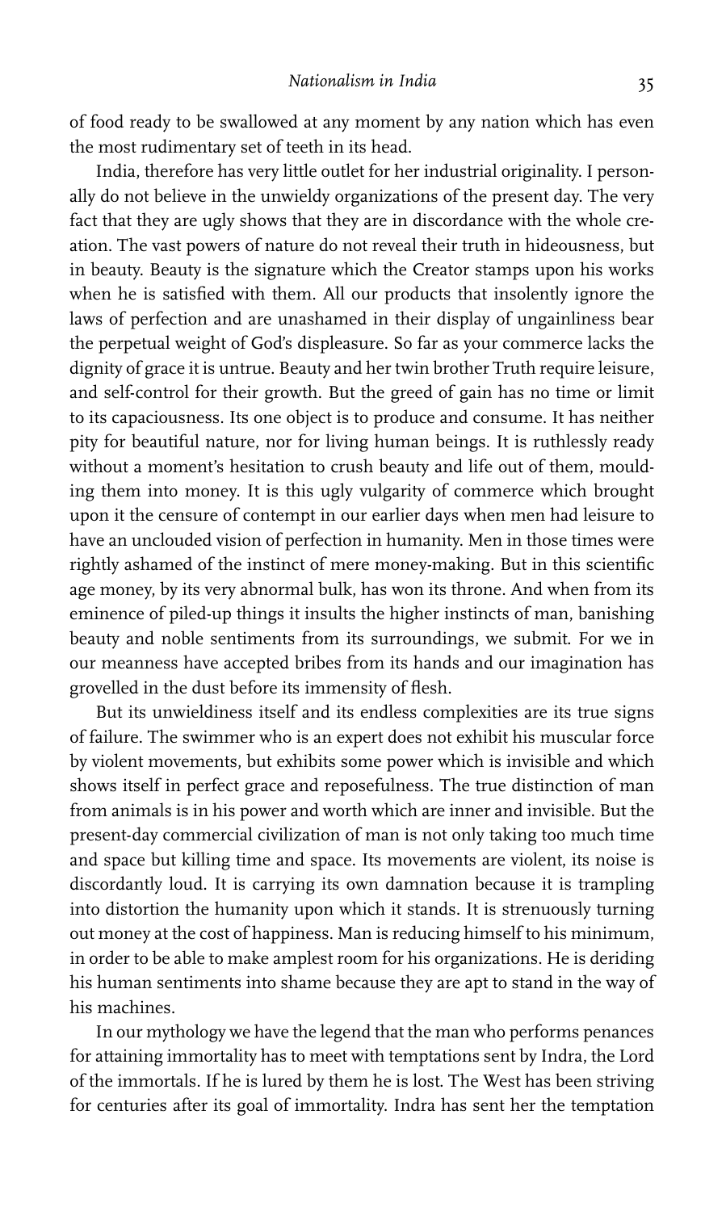of food ready to be swallowed at any moment by any nation which has even the most rudimentary set of teeth in its head.

India, therefore has very little outlet for her industrial originality. I personally do not believe in the unwieldy organizations of the present day. The very fact that they are ugly shows that they are in discordance with the whole creation. The vast powers of nature do not reveal their truth in hideousness, but in beauty. Beauty is the signature which the Creator stamps upon his works when he is satisfied with them. All our products that insolently ignore the laws of perfection and are unashamed in their display of ungainliness bear the perpetual weight of God's displeasure. So far as your commerce lacks the dignity of grace it is untrue. Beauty and her twin brother Truth require leisure, and self-control for their growth. But the greed of gain has no time or limit to its capaciousness. Its one object is to produce and consume. It has neither pity for beautiful nature, nor for living human beings. It is ruthlessly ready without a moment's hesitation to crush beauty and life out of them, moulding them into money. It is this ugly vulgarity of commerce which brought upon it the censure of contempt in our earlier days when men had leisure to have an unclouded vision of perfection in humanity. Men in those times were rightly ashamed of the instinct of mere money-making. But in this scientific age money, by its very abnormal bulk, has won its throne. And when from its eminence of piled-up things it insults the higher instincts of man, banishing beauty and noble sentiments from its surroundings, we submit. For we in our meanness have accepted bribes from its hands and our imagination has grovelled in the dust before its immensity of flesh.

But its unwieldiness itself and its endless complexities are its true signs of failure. The swimmer who is an expert does not exhibit his muscular force by violent movements, but exhibits some power which is invisible and which shows itself in perfect grace and reposefulness. The true distinction of man from animals is in his power and worth which are inner and invisible. But the present-day commercial civilization of man is not only taking too much time and space but killing time and space. Its movements are violent, its noise is discordantly loud. It is carrying its own damnation because it is trampling into distortion the humanity upon which it stands. It is strenuously turning out money at the cost of happiness. Man is reducing himself to his minimum, in order to be able to make amplest room for his organizations. He is deriding his human sentiments into shame because they are apt to stand in the way of his machines.

In our mythology we have the legend that the man who performs penances for attaining immortality has to meet with temptations sent by Indra, the Lord of the immortals. If he is lured by them he is lost. The West has been striving for centuries after its goal of immortality. Indra has sent her the temptation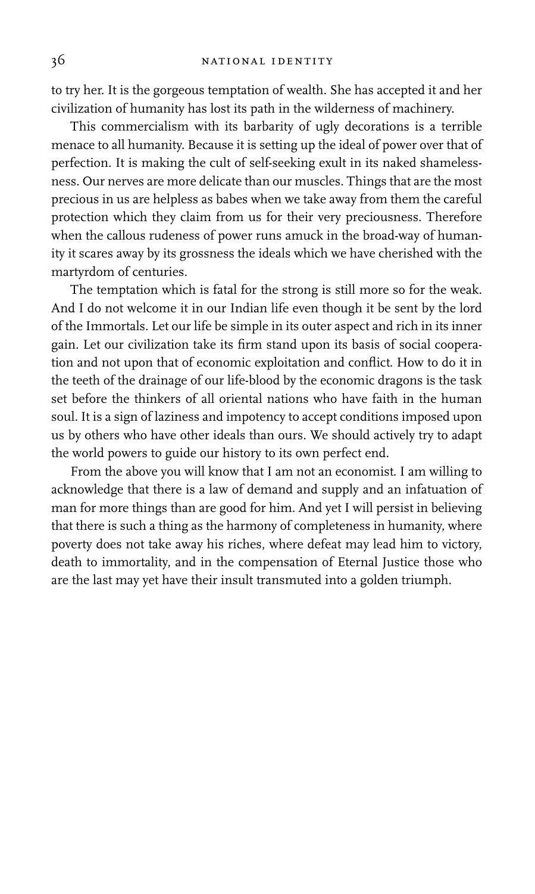to try her. It is the gorgeous temptation of wealth. She has accepted it and her civilization of humanity has lost its path in the wilderness of machinery.

This commercialism with its barbarity of ugly decorations is a terrible menace to all humanity. Because it is setting up the ideal of power over that of perfection. It is making the cult of self-seeking exult in its naked shamelessness. Our nerves are more delicate than our muscles. Things that are the most precious in us are helpless as babes when we take away from them the careful protection which they claim from us for their very preciousness. Therefore when the callous rudeness of power runs amuck in the broad-way of humanity it scares away by its grossness the ideals which we have cherished with the martyrdom of centuries.

The temptation which is fatal for the strong is still more so for the weak. And I do not welcome it in our Indian life even though it be sent by the lord of the Immortals. Let our life be simple in its outer aspect and rich in its inner gain. Let our civilization take its firm stand upon its basis of social cooperation and not upon that of economic exploitation and conflict. How to do it in the teeth of the drainage of our life-blood by the economic dragons is the task set before the thinkers of all oriental nations who have faith in the human soul. It is a sign of laziness and impotency to accept conditions imposed upon us by others who have other ideals than ours. We should actively try to adapt the world powers to guide our history to its own perfect end.

From the above you will know that I am not an economist. I am willing to acknowledge that there is a law of demand and supply and an infatuation of man for more things than are good for him. And yet I will persist in believing that there is such a thing as the harmony of completeness in humanity, where poverty does not take away his riches, where defeat may lead him to victory, death to immortality, and in the compensation of Eternal Justice those who are the last may yet have their insult transmuted into a golden triumph.